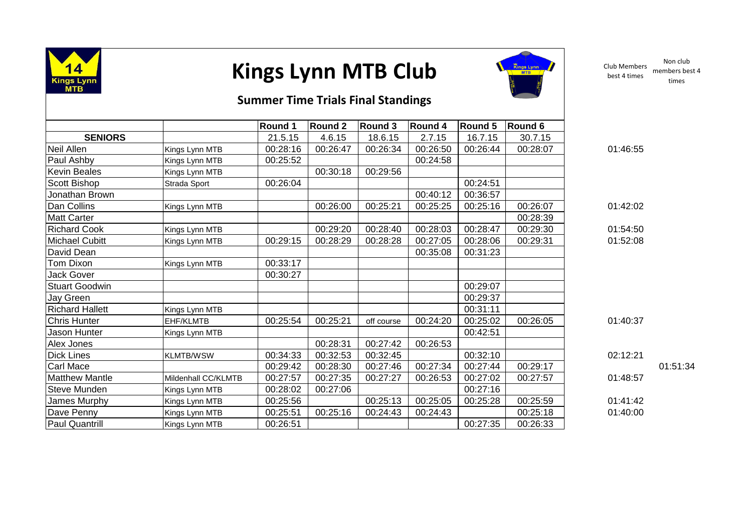# Kings Lynn MTB Club

## Summer Time Trials Final Standings

| | | Round 1 | Round 2 | Round 3 | Round 4 | Round 5 | Round 6 | Club Members best 4 times | Non club members best 4 times |
|---|---|---|---|---|---|---|---|---|---|
| **SENIORS** | | 21.5.15 | 4.6.15 | 18.6.15 | 2.7.15 | 16.7.15 | 30.7.15 | | |
| Neil Allen | Kings Lynn MTB | 00:28:16 | 00:26:47 | 00:26:34 | 00:26:50 | 00:26:44 | 00:28:07 | 01:46:55 | |
| Paul Ashby | Kings Lynn MTB | 00:25:52 | | | 00:24:58 | | | | |
| Kevin Beales | Kings Lynn MTB | | 00:30:18 | 00:29:56 | | | | | |
| Scott Bishop | Strada Sport | 00:26:04 | | | | 00:24:51 | | | |
| Jonathan Brown | | | | | 00:40:12 | 00:36:57 | | | |
| Dan Collins | Kings Lynn MTB | | 00:26:00 | 00:25:21 | 00:25:25 | 00:25:16 | 00:26:07 | 01:42:02 | |
| Matt Carter | | | | | | | 00:28:39 | | |
| Richard Cook | Kings Lynn MTB | | 00:29:20 | 00:28:40 | 00:28:03 | 00:28:47 | 00:29:30 | 01:54:50 | |
| Michael Cubitt | Kings Lynn MTB | 00:29:15 | 00:28:29 | 00:28:28 | 00:27:05 | 00:28:06 | 00:29:31 | 01:52:08 | |
| David Dean | | | | | 00:35:08 | 00:31:23 | | | |
| Tom Dixon | Kings Lynn MTB | 00:33:17 | | | | | | | |
| Jack Gover | | 00:30:27 | | | | | | | |
| Stuart Goodwin | | | | | | 00:29:07 | | | |
| Jay Green | | | | | | 00:29:37 | | | |
| Richard Hallett | Kings Lynn MTB | | | | | 00:31:11 | | | |
| Chris Hunter | EHF/KLMTB | 00:25:54 | 00:25:21 | off course | 00:24:20 | 00:25:02 | 00:26:05 | 01:40:37 | |
| Jason Hunter | Kings Lynn MTB | | | | | 00:42:51 | | | |
| Alex Jones | | | 00:28:31 | 00:27:42 | 00:26:53 | | | | |
| Dick Lines | KLMTB/WSW | 00:34:33 | 00:32:53 | 00:32:45 | | 00:32:10 | | 02:12:21 | |
| Carl Mace | | 00:29:42 | 00:28:30 | 00:27:46 | 00:27:34 | 00:27:44 | 00:29:17 | | 01:51:34 |
| Matthew Mantle | Mildenhall CC/KLMTB | 00:27:57 | 00:27:35 | 00:27:27 | 00:26:53 | 00:27:02 | 00:27:57 | 01:48:57 | |
| Steve Munden | Kings Lynn MTB | 00:28:02 | 00:27:06 | | | 00:27:16 | | | |
| James Murphy | Kings Lynn MTB | 00:25:56 | | 00:25:13 | 00:25:05 | 00:25:28 | 00:25:59 | 01:41:42 | |
| Dave Penny | Kings Lynn MTB | 00:25:51 | 00:25:16 | 00:24:43 | 00:24:43 | | 00:25:18 | 01:40:00 | |
| Paul Quantrill | Kings Lynn MTB | 00:26:51 | | | | 00:27:35 | 00:26:33 | | |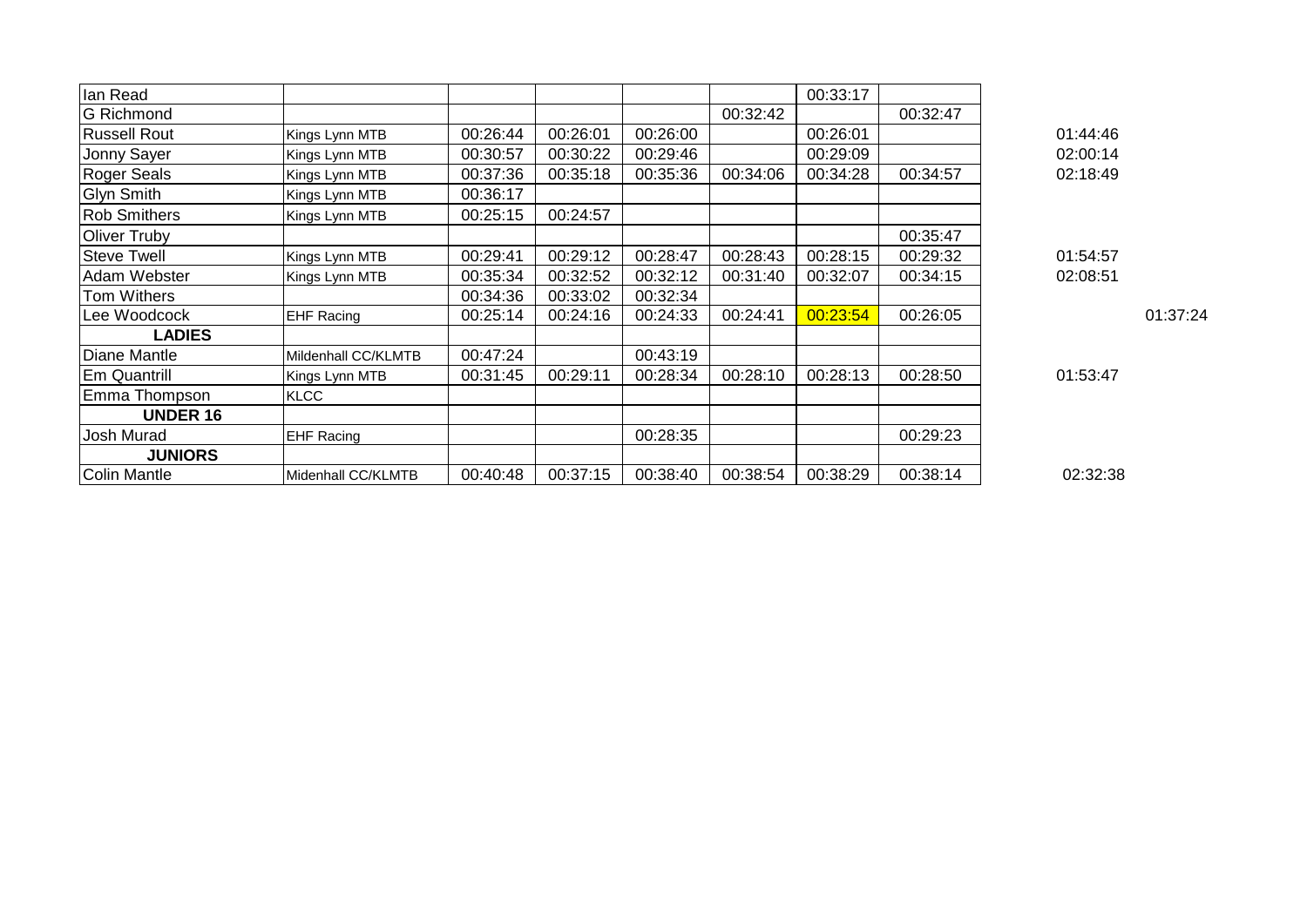| Ian Read | | | | | | 00:33:17 | | | |
|---|---|---|---|---|---|---|---|---|---|
| G Richmond | | | | | 00:32:42 | | 00:32:47 | | |
| Russell Rout | Kings Lynn MTB | 00:26:44 | 00:26:01 | 00:26:00 | | 00:26:01 | | 01:44:46 | |
| Jonny Sayer | Kings Lynn MTB | 00:30:57 | 00:30:22 | 00:29:46 | | 00:29:09 | | 02:00:14 | |
| Roger Seals | Kings Lynn MTB | 00:37:36 | 00:35:18 | 00:35:36 | 00:34:06 | 00:34:28 | 00:34:57 | 02:18:49 | |
| Glyn Smith | Kings Lynn MTB | 00:36:17 | | | | | | | |
| Rob Smithers | Kings Lynn MTB | 00:25:15 | 00:24:57 | | | | | | |
| Oliver Truby | | | | | | | 00:35:47 | | |
| Steve Twell | Kings Lynn MTB | 00:29:41 | 00:29:12 | 00:28:47 | 00:28:43 | 00:28:15 | 00:29:32 | 01:54:57 | |
| Adam Webster | Kings Lynn MTB | 00:35:34 | 00:32:52 | 00:32:12 | 00:31:40 | 00:32:07 | 00:34:15 | 02:08:51 | |
| Tom Withers | | 00:34:36 | 00:33:02 | 00:32:34 | | | | | |
| Lee Woodcock | EHF Racing | 00:25:14 | 00:24:16 | 00:24:33 | 00:24:41 | 00:23:54 | 00:26:05 | | 01:37:24 |
| **LADIES** | | | | | | | | | |
| Diane Mantle | Mildenhall CC/KLMTB | 00:47:24 | | 00:43:19 | | | | | |
| Em Quantrill | Kings Lynn MTB | 00:31:45 | 00:29:11 | 00:28:34 | 00:28:10 | 00:28:13 | 00:28:50 | 01:53:47 | |
| Emma Thompson | KLCC | | | | | | | | |
| **UNDER 16** | | | | | | | | | |
| Josh Murad | EHF Racing | | | 00:28:35 | | | 00:29:23 | | |
| **JUNIORS** | | | | | | | | | |
| Colin Mantle | Midenhall CC/KLMTB | 00:40:48 | 00:37:15 | 00:38:40 | 00:38:54 | 00:38:29 | 00:38:14 | 02:32:38 | |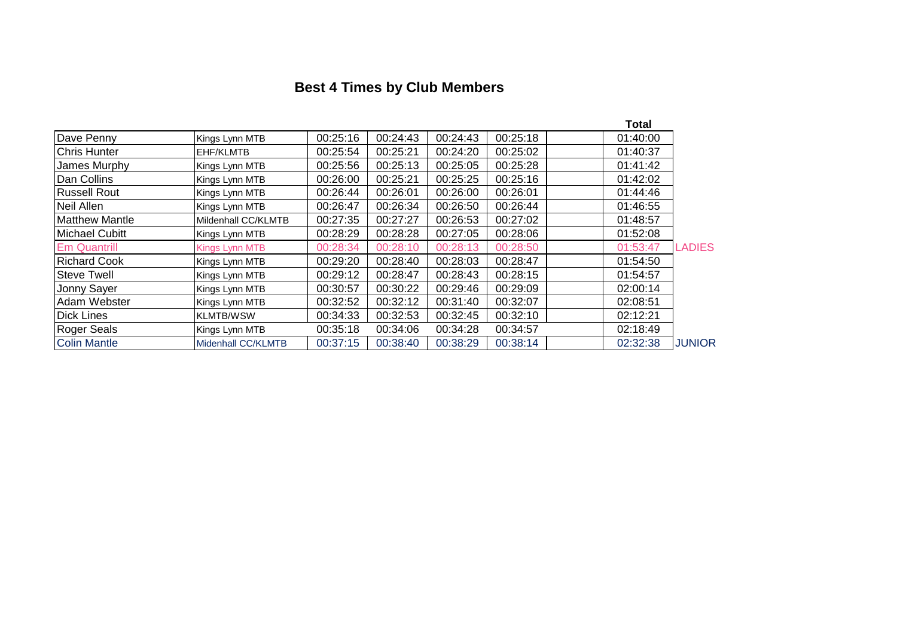# Best 4 Times by Club Members

| | | | | | | | Total | |
|---|---|---|---|---|---|---|---|---|
| Dave Penny | Kings Lynn MTB | 00:25:16 | 00:24:43 | 00:24:43 | 00:25:18 | | 01:40:00 | |
| Chris Hunter | EHF/KLMTB | 00:25:54 | 00:25:21 | 00:24:20 | 00:25:02 | | 01:40:37 | |
| James Murphy | Kings Lynn MTB | 00:25:56 | 00:25:13 | 00:25:05 | 00:25:28 | | 01:41:42 | |
| Dan Collins | Kings Lynn MTB | 00:26:00 | 00:25:21 | 00:25:25 | 00:25:16 | | 01:42:02 | |
| Russell Rout | Kings Lynn MTB | 00:26:44 | 00:26:01 | 00:26:00 | 00:26:01 | | 01:44:46 | |
| Neil Allen | Kings Lynn MTB | 00:26:47 | 00:26:34 | 00:26:50 | 00:26:44 | | 01:46:55 | |
| Matthew Mantle | Mildenhall CC/KLMTB | 00:27:35 | 00:27:27 | 00:26:53 | 00:27:02 | | 01:48:57 | |
| Michael Cubitt | Kings Lynn MTB | 00:28:29 | 00:28:28 | 00:27:05 | 00:28:06 | | 01:52:08 | |
| Em Quantrill | Kings Lynn MTB | 00:28:34 | 00:28:10 | 00:28:13 | 00:28:50 | | 01:53:47 | LADIES |
| Richard Cook | Kings Lynn MTB | 00:29:20 | 00:28:40 | 00:28:03 | 00:28:47 | | 01:54:50 | |
| Steve Twell | Kings Lynn MTB | 00:29:12 | 00:28:47 | 00:28:43 | 00:28:15 | | 01:54:57 | |
| Jonny Sayer | Kings Lynn MTB | 00:30:57 | 00:30:22 | 00:29:46 | 00:29:09 | | 02:00:14 | |
| Adam Webster | Kings Lynn MTB | 00:32:52 | 00:32:12 | 00:31:40 | 00:32:07 | | 02:08:51 | |
| Dick Lines | KLMTB/WSW | 00:34:33 | 00:32:53 | 00:32:45 | 00:32:10 | | 02:12:21 | |
| Roger Seals | Kings Lynn MTB | 00:35:18 | 00:34:06 | 00:34:28 | 00:34:57 | | 02:18:49 | |
| Colin Mantle | Midenhall CC/KLMTB | 00:37:15 | 00:38:40 | 00:38:29 | 00:38:14 | | 02:32:38 | JUNIOR |